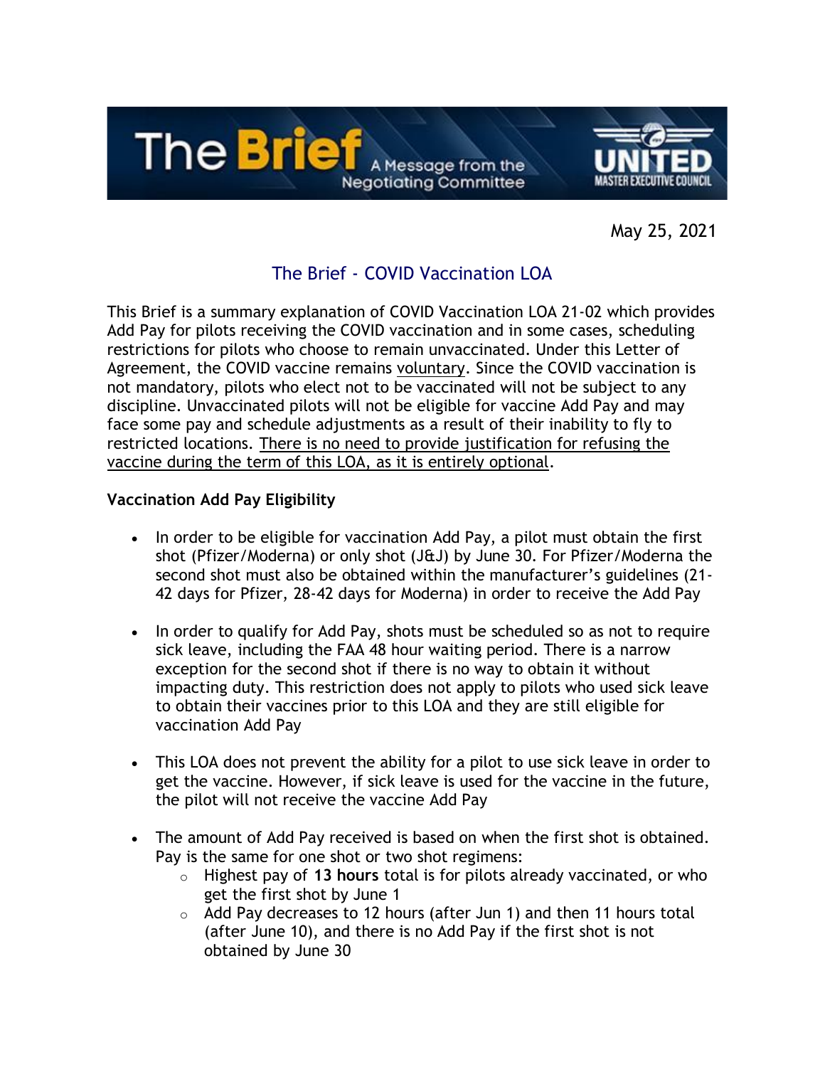The Brief — A Message from the Negotiating Committee — UNITED MASTER EXECUTIVE COUNCIL

May 25, 2021

# The Brief - COVID Vaccination LOA

This Brief is a summary explanation of COVID Vaccination LOA 21-02 which provides Add Pay for pilots receiving the COVID vaccination and in some cases, scheduling restrictions for pilots who choose to remain unvaccinated. Under this Letter of Agreement, the COVID vaccine remains voluntary. Since the COVID vaccination is not mandatory, pilots who elect not to be vaccinated will not be subject to any discipline. Unvaccinated pilots will not be eligible for vaccine Add Pay and may face some pay and schedule adjustments as a result of their inability to fly to restricted locations. There is no need to provide justification for refusing the vaccine during the term of this LOA, as it is entirely optional.

**Vaccination Add Pay Eligibility**

- In order to be eligible for vaccination Add Pay, a pilot must obtain the first shot (Pfizer/Moderna) or only shot (J&J) by June 30. For Pfizer/Moderna the second shot must also be obtained within the manufacturer's guidelines (21-42 days for Pfizer, 28-42 days for Moderna) in order to receive the Add Pay
- In order to qualify for Add Pay, shots must be scheduled so as not to require sick leave, including the FAA 48 hour waiting period. There is a narrow exception for the second shot if there is no way to obtain it without impacting duty. This restriction does not apply to pilots who used sick leave to obtain their vaccines prior to this LOA and they are still eligible for vaccination Add Pay
- This LOA does not prevent the ability for a pilot to use sick leave in order to get the vaccine. However, if sick leave is used for the vaccine in the future, the pilot will not receive the vaccine Add Pay
- The amount of Add Pay received is based on when the first shot is obtained. Pay is the same for one shot or two shot regimens:
  - Highest pay of **13 hours** total is for pilots already vaccinated, or who get the first shot by June 1
  - Add Pay decreases to 12 hours (after Jun 1) and then 11 hours total (after June 10), and there is no Add Pay if the first shot is not obtained by June 30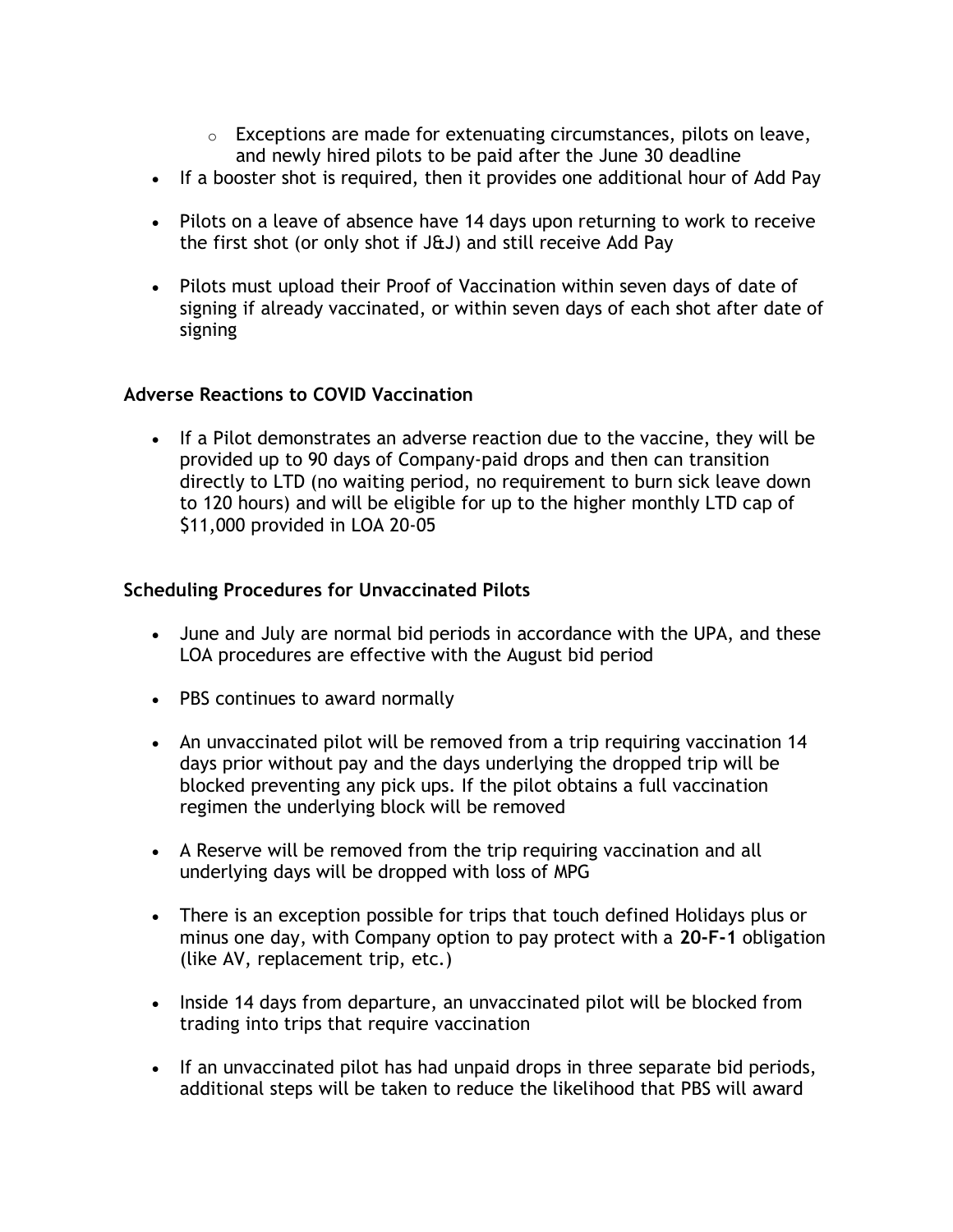- Exceptions are made for extenuating circumstances, pilots on leave, and newly hired pilots to be paid after the June 30 deadline
- If a booster shot is required, then it provides one additional hour of Add Pay
- Pilots on a leave of absence have 14 days upon returning to work to receive the first shot (or only shot if J&J) and still receive Add Pay
- Pilots must upload their Proof of Vaccination within seven days of date of signing if already vaccinated, or within seven days of each shot after date of signing

**Adverse Reactions to COVID Vaccination**

- If a Pilot demonstrates an adverse reaction due to the vaccine, they will be provided up to 90 days of Company-paid drops and then can transition directly to LTD (no waiting period, no requirement to burn sick leave down to 120 hours) and will be eligible for up to the higher monthly LTD cap of $11,000 provided in LOA 20-05

**Scheduling Procedures for Unvaccinated Pilots**

- June and July are normal bid periods in accordance with the UPA, and these LOA procedures are effective with the August bid period
- PBS continues to award normally
- An unvaccinated pilot will be removed from a trip requiring vaccination 14 days prior without pay and the days underlying the dropped trip will be blocked preventing any pick ups. If the pilot obtains a full vaccination regimen the underlying block will be removed
- A Reserve will be removed from the trip requiring vaccination and all underlying days will be dropped with loss of MPG
- There is an exception possible for trips that touch defined Holidays plus or minus one day, with Company option to pay protect with a **20-F-1** obligation (like AV, replacement trip, etc.)
- Inside 14 days from departure, an unvaccinated pilot will be blocked from trading into trips that require vaccination
- If an unvaccinated pilot has had unpaid drops in three separate bid periods, additional steps will be taken to reduce the likelihood that PBS will award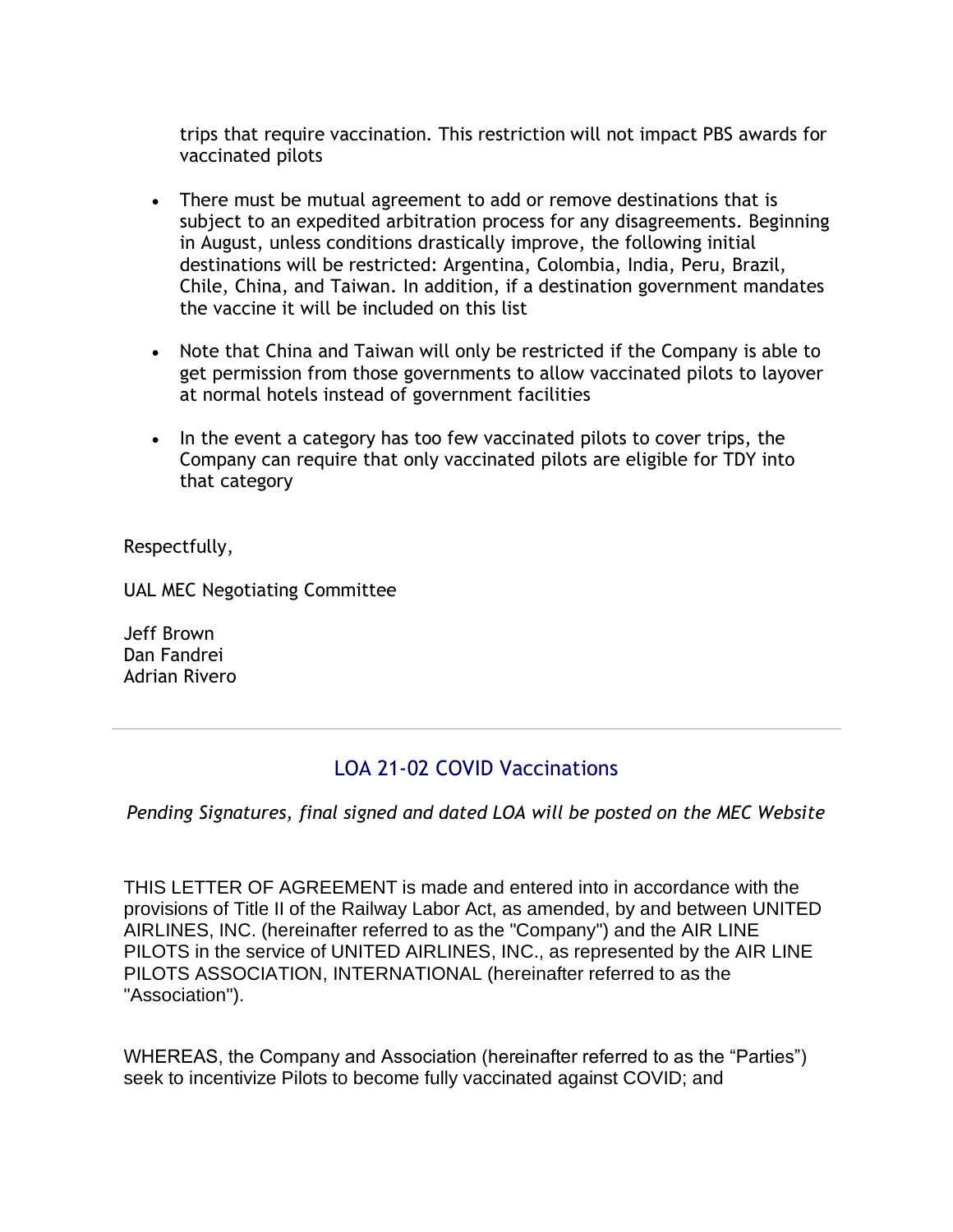trips that require vaccination. This restriction will not impact PBS awards for vaccinated pilots

- There must be mutual agreement to add or remove destinations that is subject to an expedited arbitration process for any disagreements. Beginning in August, unless conditions drastically improve, the following initial destinations will be restricted: Argentina, Colombia, India, Peru, Brazil, Chile, China, and Taiwan. In addition, if a destination government mandates the vaccine it will be included on this list
- Note that China and Taiwan will only be restricted if the Company is able to get permission from those governments to allow vaccinated pilots to layover at normal hotels instead of government facilities
- In the event a category has too few vaccinated pilots to cover trips, the Company can require that only vaccinated pilots are eligible for TDY into that category

Respectfully,

UAL MEC Negotiating Committee

Jeff Brown
Dan Fandrei
Adrian Rivero

---

## LOA 21-02 COVID Vaccinations

*Pending Signatures, final signed and dated LOA will be posted on the MEC Website*

THIS LETTER OF AGREEMENT is made and entered into in accordance with the provisions of Title II of the Railway Labor Act, as amended, by and between UNITED AIRLINES, INC. (hereinafter referred to as the "Company") and the AIR LINE PILOTS in the service of UNITED AIRLINES, INC., as represented by the AIR LINE PILOTS ASSOCIATION, INTERNATIONAL (hereinafter referred to as the "Association").

WHEREAS, the Company and Association (hereinafter referred to as the "Parties") seek to incentivize Pilots to become fully vaccinated against COVID; and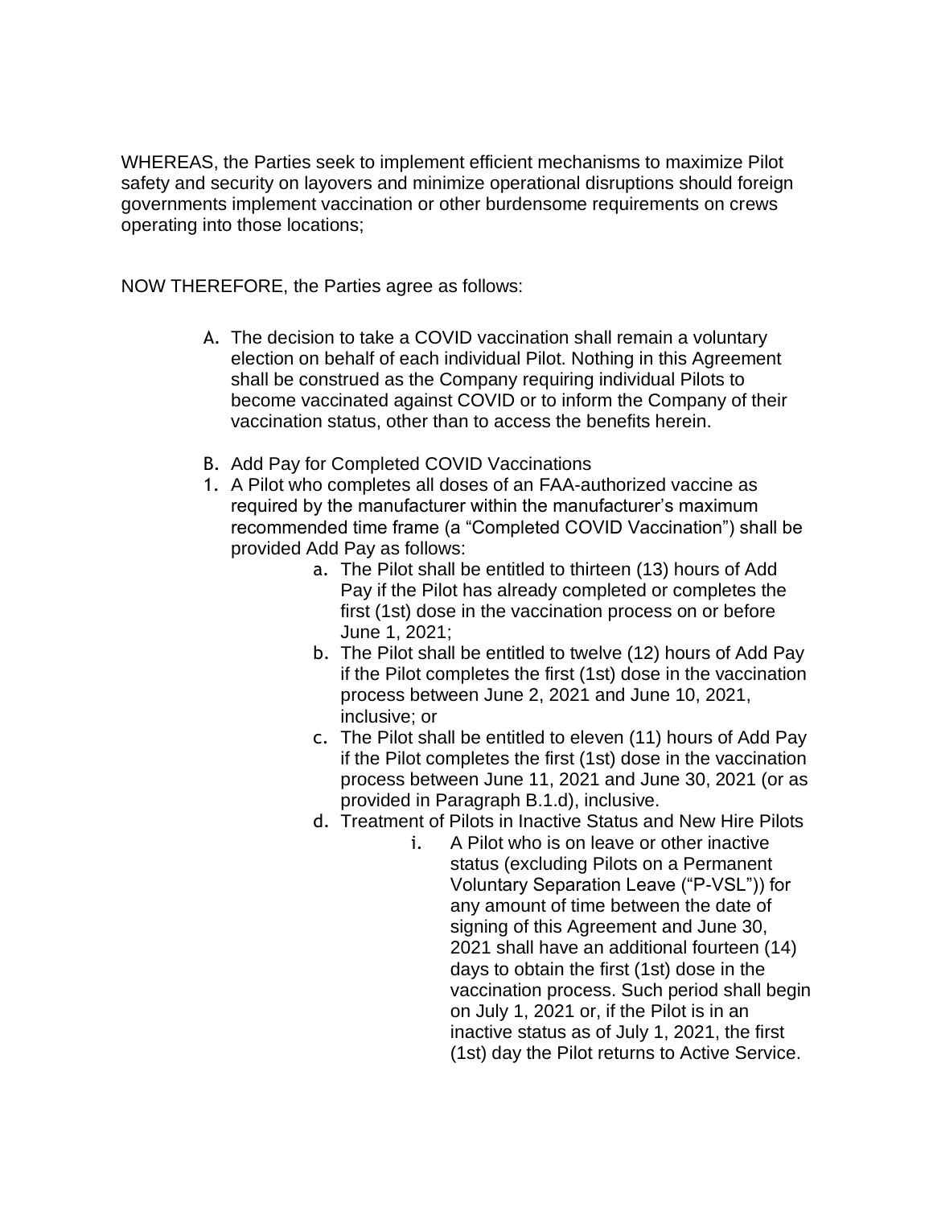WHEREAS, the Parties seek to implement efficient mechanisms to maximize Pilot safety and security on layovers and minimize operational disruptions should foreign governments implement vaccination or other burdensome requirements on crews operating into those locations;

NOW THEREFORE, the Parties agree as follows:

A. The decision to take a COVID vaccination shall remain a voluntary election on behalf of each individual Pilot. Nothing in this Agreement shall be construed as the Company requiring individual Pilots to become vaccinated against COVID or to inform the Company of their vaccination status, other than to access the benefits herein.

B. Add Pay for Completed COVID Vaccinations

1. A Pilot who completes all doses of an FAA-authorized vaccine as required by the manufacturer within the manufacturer's maximum recommended time frame (a "Completed COVID Vaccination") shall be provided Add Pay as follows:
    a. The Pilot shall be entitled to thirteen (13) hours of Add Pay if the Pilot has already completed or completes the first (1st) dose in the vaccination process on or before June 1, 2021;
    b. The Pilot shall be entitled to twelve (12) hours of Add Pay if the Pilot completes the first (1st) dose in the vaccination process between June 2, 2021 and June 10, 2021, inclusive; or
    c. The Pilot shall be entitled to eleven (11) hours of Add Pay if the Pilot completes the first (1st) dose in the vaccination process between June 11, 2021 and June 30, 2021 (or as provided in Paragraph B.1.d), inclusive.
    d. Treatment of Pilots in Inactive Status and New Hire Pilots
        i. A Pilot who is on leave or other inactive status (excluding Pilots on a Permanent Voluntary Separation Leave ("P-VSL")) for any amount of time between the date of signing of this Agreement and June 30, 2021 shall have an additional fourteen (14) days to obtain the first (1st) dose in the vaccination process. Such period shall begin on July 1, 2021 or, if the Pilot is in an inactive status as of July 1, 2021, the first (1st) day the Pilot returns to Active Service.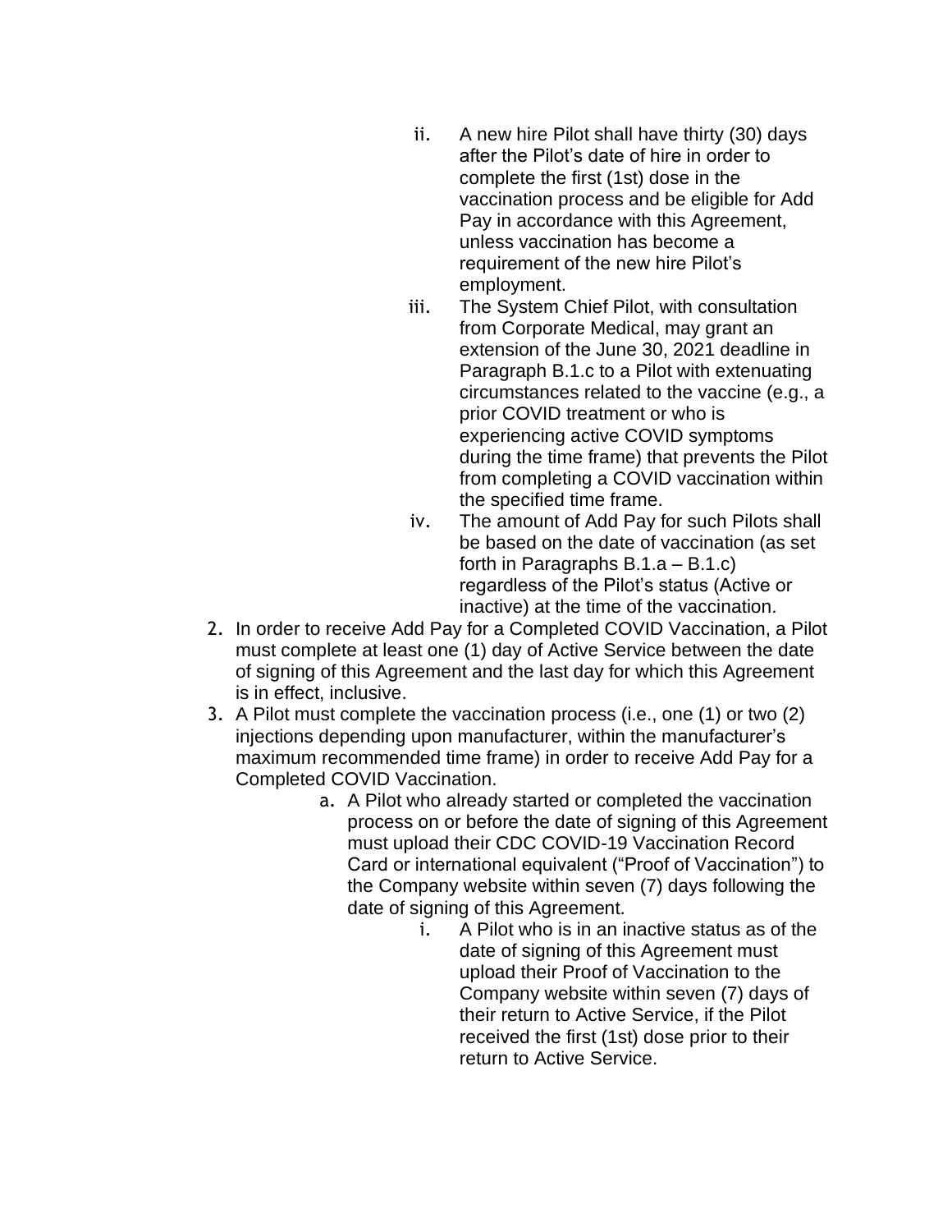ii. A new hire Pilot shall have thirty (30) days after the Pilot's date of hire in order to complete the first (1st) dose in the vaccination process and be eligible for Add Pay in accordance with this Agreement, unless vaccination has become a requirement of the new hire Pilot's employment.

iii. The System Chief Pilot, with consultation from Corporate Medical, may grant an extension of the June 30, 2021 deadline in Paragraph B.1.c to a Pilot with extenuating circumstances related to the vaccine (e.g., a prior COVID treatment or who is experiencing active COVID symptoms during the time frame) that prevents the Pilot from completing a COVID vaccination within the specified time frame.

iv. The amount of Add Pay for such Pilots shall be based on the date of vaccination (as set forth in Paragraphs B.1.a – B.1.c) regardless of the Pilot's status (Active or inactive) at the time of the vaccination.

2. In order to receive Add Pay for a Completed COVID Vaccination, a Pilot must complete at least one (1) day of Active Service between the date of signing of this Agreement and the last day for which this Agreement is in effect, inclusive.

3. A Pilot must complete the vaccination process (i.e., one (1) or two (2) injections depending upon manufacturer, within the manufacturer's maximum recommended time frame) in order to receive Add Pay for a Completed COVID Vaccination.

   a. A Pilot who already started or completed the vaccination process on or before the date of signing of this Agreement must upload their CDC COVID-19 Vaccination Record Card or international equivalent ("Proof of Vaccination") to the Company website within seven (7) days following the date of signing of this Agreement.

      i. A Pilot who is in an inactive status as of the date of signing of this Agreement must upload their Proof of Vaccination to the Company website within seven (7) days of their return to Active Service, if the Pilot received the first (1st) dose prior to their return to Active Service.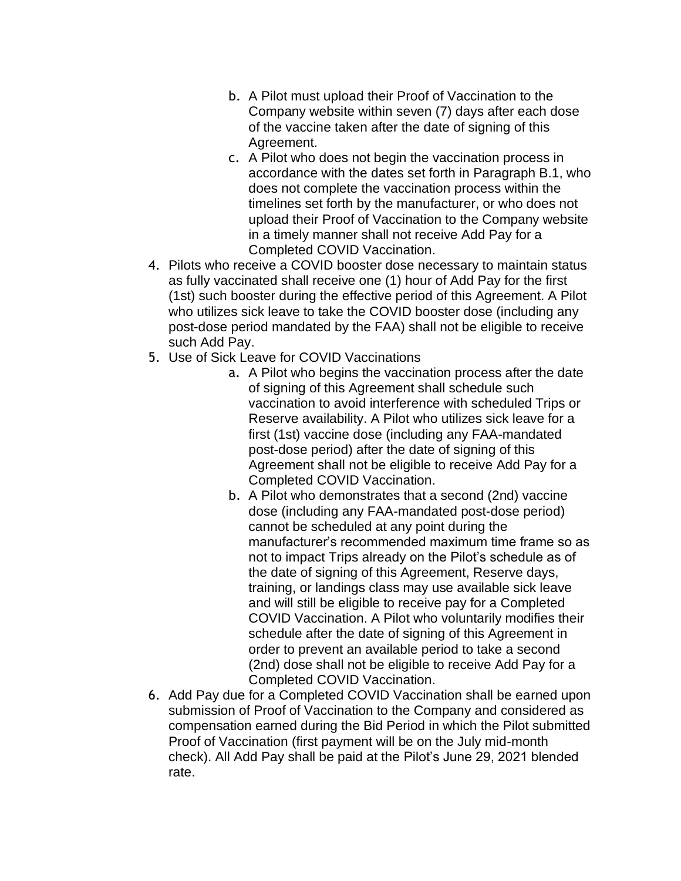b. A Pilot must upload their Proof of Vaccination to the Company website within seven (7) days after each dose of the vaccine taken after the date of signing of this Agreement.
   c. A Pilot who does not begin the vaccination process in accordance with the dates set forth in Paragraph B.1, who does not complete the vaccination process within the timelines set forth by the manufacturer, or who does not upload their Proof of Vaccination to the Company website in a timely manner shall not receive Add Pay for a Completed COVID Vaccination.
4. Pilots who receive a COVID booster dose necessary to maintain status as fully vaccinated shall receive one (1) hour of Add Pay for the first (1st) such booster during the effective period of this Agreement. A Pilot who utilizes sick leave to take the COVID booster dose (including any post-dose period mandated by the FAA) shall not be eligible to receive such Add Pay.
5. Use of Sick Leave for COVID Vaccinations
   a. A Pilot who begins the vaccination process after the date of signing of this Agreement shall schedule such vaccination to avoid interference with scheduled Trips or Reserve availability. A Pilot who utilizes sick leave for a first (1st) vaccine dose (including any FAA-mandated post-dose period) after the date of signing of this Agreement shall not be eligible to receive Add Pay for a Completed COVID Vaccination.
   b. A Pilot who demonstrates that a second (2nd) vaccine dose (including any FAA-mandated post-dose period) cannot be scheduled at any point during the manufacturer's recommended maximum time frame so as not to impact Trips already on the Pilot's schedule as of the date of signing of this Agreement, Reserve days, training, or landings class may use available sick leave and will still be eligible to receive pay for a Completed COVID Vaccination. A Pilot who voluntarily modifies their schedule after the date of signing of this Agreement in order to prevent an available period to take a second (2nd) dose shall not be eligible to receive Add Pay for a Completed COVID Vaccination.
6. Add Pay due for a Completed COVID Vaccination shall be earned upon submission of Proof of Vaccination to the Company and considered as compensation earned during the Bid Period in which the Pilot submitted Proof of Vaccination (first payment will be on the July mid-month check). All Add Pay shall be paid at the Pilot's June 29, 2021 blended rate.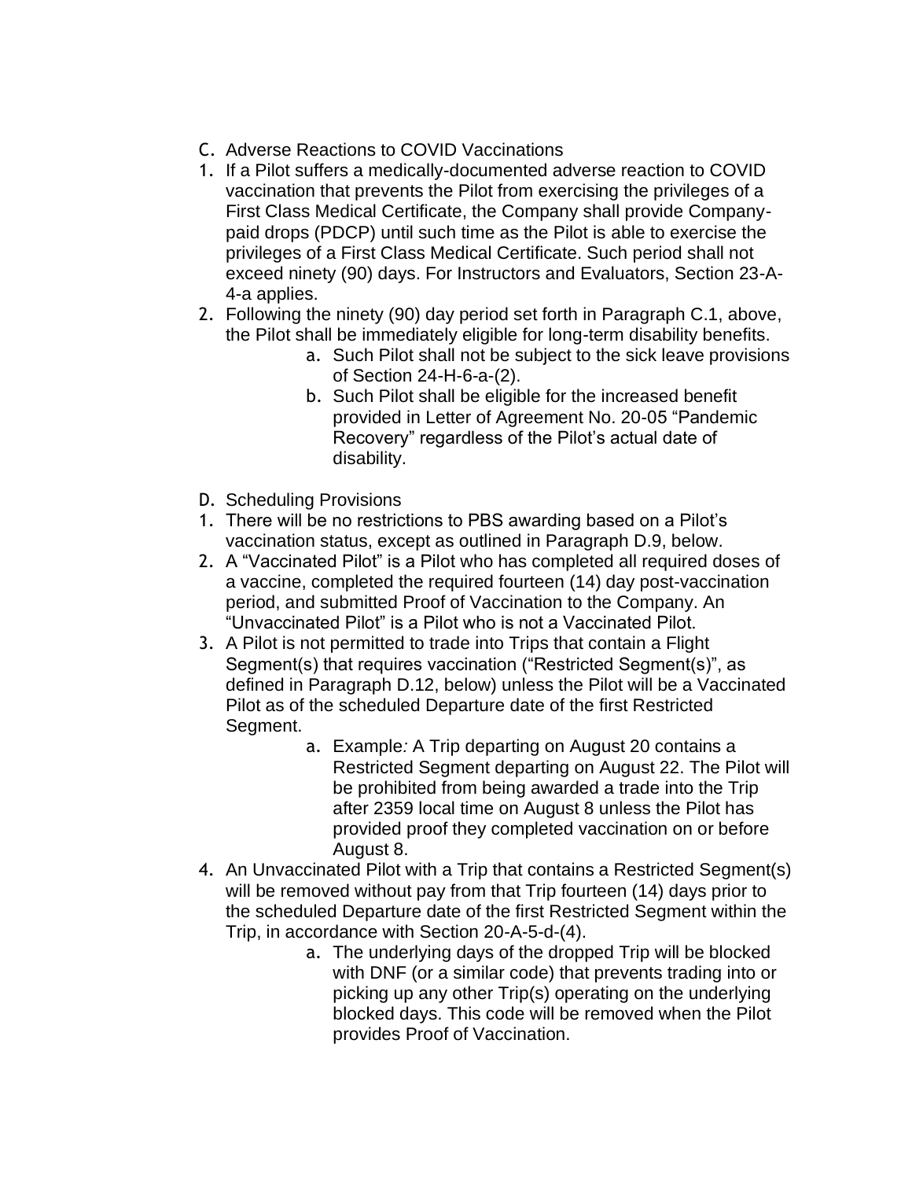C. Adverse Reactions to COVID Vaccinations

1. If a Pilot suffers a medically-documented adverse reaction to COVID vaccination that prevents the Pilot from exercising the privileges of a First Class Medical Certificate, the Company shall provide Company-paid drops (PDCP) until such time as the Pilot is able to exercise the privileges of a First Class Medical Certificate. Such period shall not exceed ninety (90) days. For Instructors and Evaluators, Section 23-A-4-a applies.
2. Following the ninety (90) day period set forth in Paragraph C.1, above, the Pilot shall be immediately eligible for long-term disability benefits.
   a. Such Pilot shall not be subject to the sick leave provisions of Section 24-H-6-a-(2).
   b. Such Pilot shall be eligible for the increased benefit provided in Letter of Agreement No. 20-05 "Pandemic Recovery" regardless of the Pilot's actual date of disability.

D. Scheduling Provisions

1. There will be no restrictions to PBS awarding based on a Pilot's vaccination status, except as outlined in Paragraph D.9, below.
2. A "Vaccinated Pilot" is a Pilot who has completed all required doses of a vaccine, completed the required fourteen (14) day post-vaccination period, and submitted Proof of Vaccination to the Company. An "Unvaccinated Pilot" is a Pilot who is not a Vaccinated Pilot.
3. A Pilot is not permitted to trade into Trips that contain a Flight Segment(s) that requires vaccination ("Restricted Segment(s)", as defined in Paragraph D.12, below) unless the Pilot will be a Vaccinated Pilot as of the scheduled Departure date of the first Restricted Segment.
   a. *Example:* A Trip departing on August 20 contains a Restricted Segment departing on August 22. The Pilot will be prohibited from being awarded a trade into the Trip after 2359 local time on August 8 unless the Pilot has provided proof they completed vaccination on or before August 8.
4. An Unvaccinated Pilot with a Trip that contains a Restricted Segment(s) will be removed without pay from that Trip fourteen (14) days prior to the scheduled Departure date of the first Restricted Segment within the Trip, in accordance with Section 20-A-5-d-(4).
   a. The underlying days of the dropped Trip will be blocked with DNF (or a similar code) that prevents trading into or picking up any other Trip(s) operating on the underlying blocked days. This code will be removed when the Pilot provides Proof of Vaccination.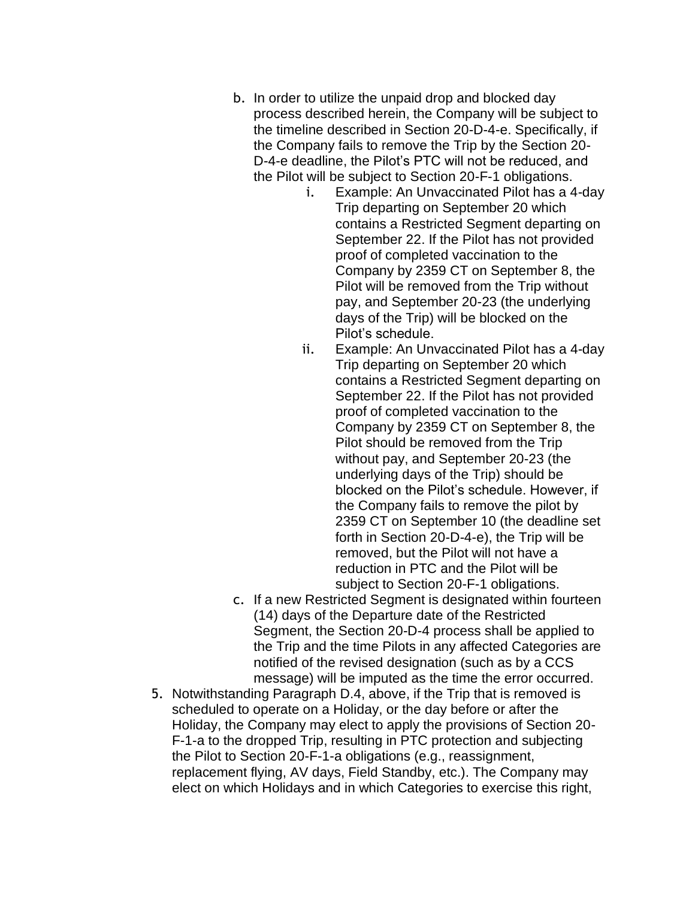b. In order to utilize the unpaid drop and blocked day process described herein, the Company will be subject to the timeline described in Section 20-D-4-e. Specifically, if the Company fails to remove the Trip by the Section 20-D-4-e deadline, the Pilot's PTC will not be reduced, and the Pilot will be subject to Section 20-F-1 obligations.
   i. Example: An Unvaccinated Pilot has a 4-day Trip departing on September 20 which contains a Restricted Segment departing on September 22. If the Pilot has not provided proof of completed vaccination to the Company by 2359 CT on September 8, the Pilot will be removed from the Trip without pay, and September 20-23 (the underlying days of the Trip) will be blocked on the Pilot's schedule.
   ii. Example: An Unvaccinated Pilot has a 4-day Trip departing on September 20 which contains a Restricted Segment departing on September 22. If the Pilot has not provided proof of completed vaccination to the Company by 2359 CT on September 8, the Pilot should be removed from the Trip without pay, and September 20-23 (the underlying days of the Trip) should be blocked on the Pilot's schedule. However, if the Company fails to remove the pilot by 2359 CT on September 10 (the deadline set forth in Section 20-D-4-e), the Trip will be removed, but the Pilot will not have a reduction in PTC and the Pilot will be subject to Section 20-F-1 obligations.

c. If a new Restricted Segment is designated within fourteen (14) days of the Departure date of the Restricted Segment, the Section 20-D-4 process shall be applied to the Trip and the time Pilots in any affected Categories are notified of the revised designation (such as by a CCS message) will be imputed as the time the error occurred.

5. Notwithstanding Paragraph D.4, above, if the Trip that is removed is scheduled to operate on a Holiday, or the day before or after the Holiday, the Company may elect to apply the provisions of Section 20-F-1-a to the dropped Trip, resulting in PTC protection and subjecting the Pilot to Section 20-F-1-a obligations (e.g., reassignment, replacement flying, AV days, Field Standby, etc.). The Company may elect on which Holidays and in which Categories to exercise this right,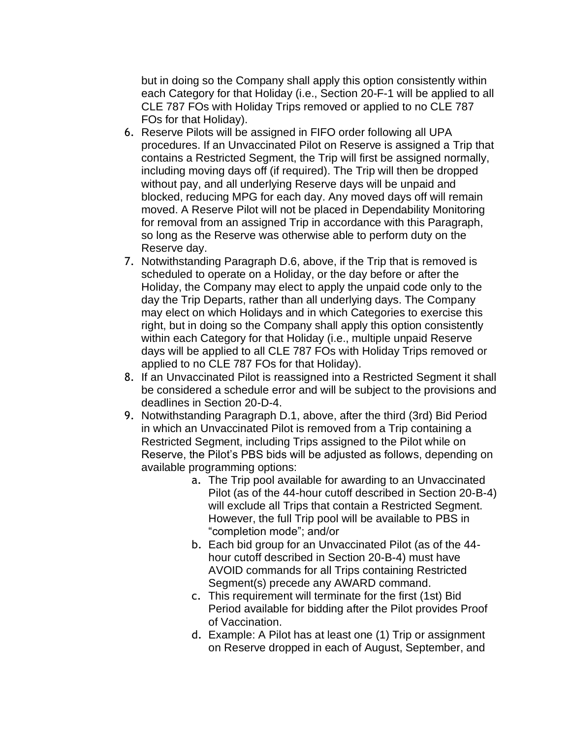but in doing so the Company shall apply this option consistently within each Category for that Holiday (i.e., Section 20-F-1 will be applied to all CLE 787 FOs with Holiday Trips removed or applied to no CLE 787 FOs for that Holiday).

6. Reserve Pilots will be assigned in FIFO order following all UPA procedures. If an Unvaccinated Pilot on Reserve is assigned a Trip that contains a Restricted Segment, the Trip will first be assigned normally, including moving days off (if required). The Trip will then be dropped without pay, and all underlying Reserve days will be unpaid and blocked, reducing MPG for each day. Any moved days off will remain moved. A Reserve Pilot will not be placed in Dependability Monitoring for removal from an assigned Trip in accordance with this Paragraph, so long as the Reserve was otherwise able to perform duty on the Reserve day.
7. Notwithstanding Paragraph D.6, above, if the Trip that is removed is scheduled to operate on a Holiday, or the day before or after the Holiday, the Company may elect to apply the unpaid code only to the day the Trip Departs, rather than all underlying days. The Company may elect on which Holidays and in which Categories to exercise this right, but in doing so the Company shall apply this option consistently within each Category for that Holiday (i.e., multiple unpaid Reserve days will be applied to all CLE 787 FOs with Holiday Trips removed or applied to no CLE 787 FOs for that Holiday).
8. If an Unvaccinated Pilot is reassigned into a Restricted Segment it shall be considered a schedule error and will be subject to the provisions and deadlines in Section 20-D-4.
9. Notwithstanding Paragraph D.1, above, after the third (3rd) Bid Period in which an Unvaccinated Pilot is removed from a Trip containing a Restricted Segment, including Trips assigned to the Pilot while on Reserve, the Pilot's PBS bids will be adjusted as follows, depending on available programming options:
    a. The Trip pool available for awarding to an Unvaccinated Pilot (as of the 44-hour cutoff described in Section 20-B-4) will exclude all Trips that contain a Restricted Segment. However, the full Trip pool will be available to PBS in "completion mode"; and/or
    b. Each bid group for an Unvaccinated Pilot (as of the 44-hour cutoff described in Section 20-B-4) must have AVOID commands for all Trips containing Restricted Segment(s) precede any AWARD command.
    c. This requirement will terminate for the first (1st) Bid Period available for bidding after the Pilot provides Proof of Vaccination.
    d. Example: A Pilot has at least one (1) Trip or assignment on Reserve dropped in each of August, September, and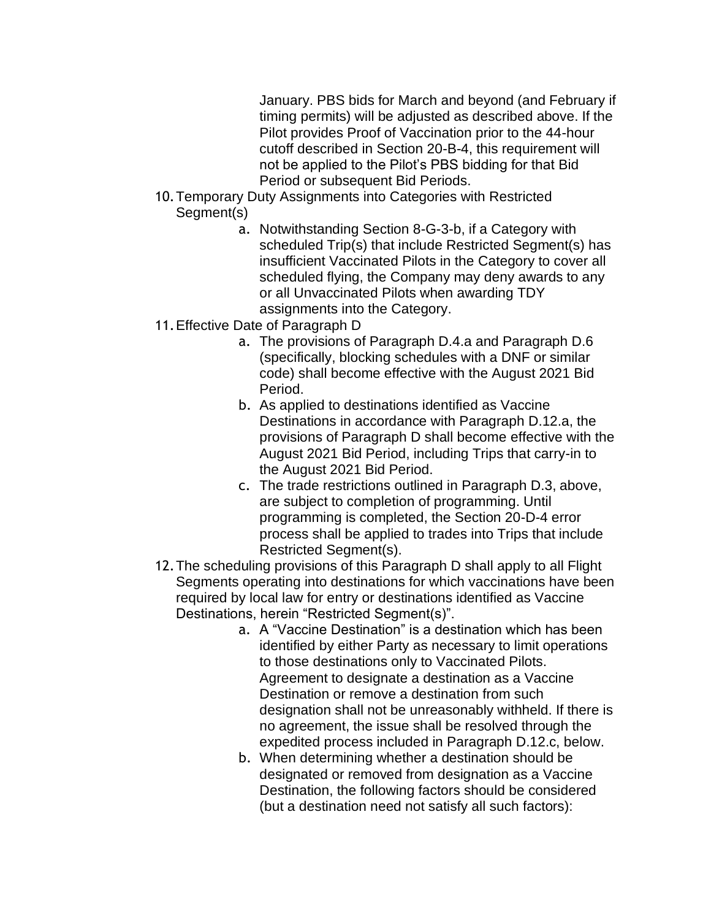January. PBS bids for March and beyond (and February if timing permits) will be adjusted as described above. If the Pilot provides Proof of Vaccination prior to the 44-hour cutoff described in Section 20-B-4, this requirement will not be applied to the Pilot's PBS bidding for that Bid Period or subsequent Bid Periods.

10. Temporary Duty Assignments into Categories with Restricted Segment(s)
    a. Notwithstanding Section 8-G-3-b, if a Category with scheduled Trip(s) that include Restricted Segment(s) has insufficient Vaccinated Pilots in the Category to cover all scheduled flying, the Company may deny awards to any or all Unvaccinated Pilots when awarding TDY assignments into the Category.
11. Effective Date of Paragraph D
    a. The provisions of Paragraph D.4.a and Paragraph D.6 (specifically, blocking schedules with a DNF or similar code) shall become effective with the August 2021 Bid Period.
    b. As applied to destinations identified as Vaccine Destinations in accordance with Paragraph D.12.a, the provisions of Paragraph D shall become effective with the August 2021 Bid Period, including Trips that carry-in to the August 2021 Bid Period.
    c. The trade restrictions outlined in Paragraph D.3, above, are subject to completion of programming. Until programming is completed, the Section 20-D-4 error process shall be applied to trades into Trips that include Restricted Segment(s).
12. The scheduling provisions of this Paragraph D shall apply to all Flight Segments operating into destinations for which vaccinations have been required by local law for entry or destinations identified as Vaccine Destinations, herein "Restricted Segment(s)".
    a. A "Vaccine Destination" is a destination which has been identified by either Party as necessary to limit operations to those destinations only to Vaccinated Pilots. Agreement to designate a destination as a Vaccine Destination or remove a destination from such designation shall not be unreasonably withheld. If there is no agreement, the issue shall be resolved through the expedited process included in Paragraph D.12.c, below.
    b. When determining whether a destination should be designated or removed from designation as a Vaccine Destination, the following factors should be considered (but a destination need not satisfy all such factors):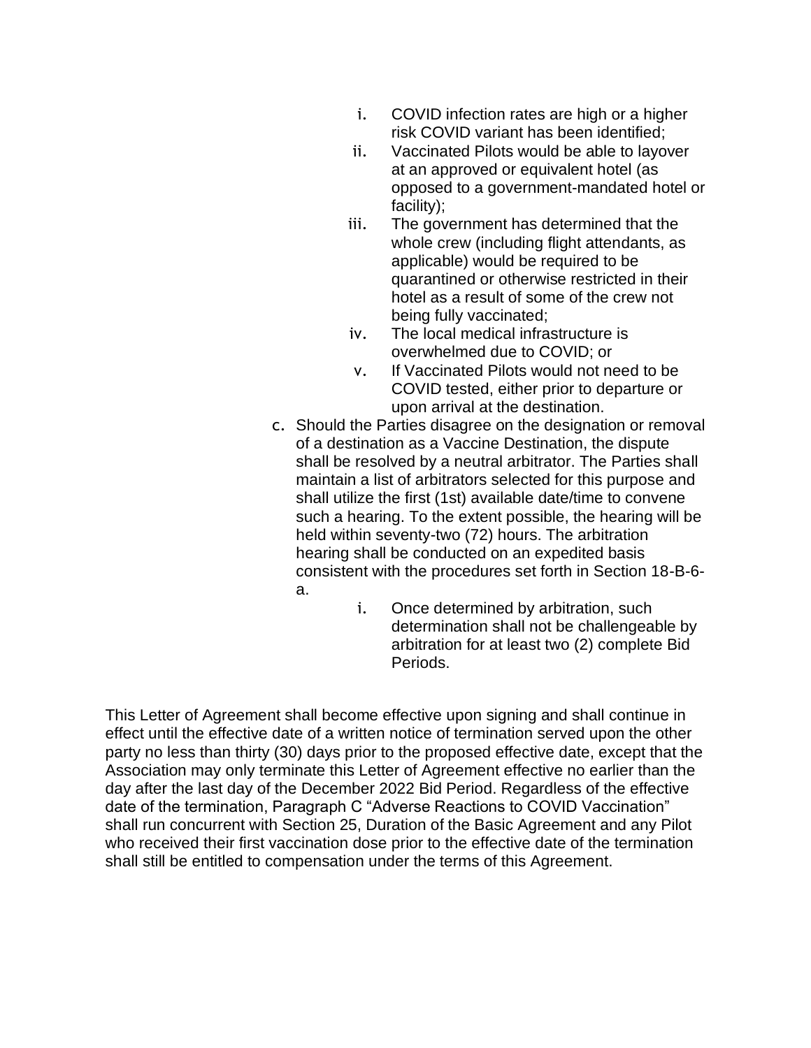i. COVID infection rates are high or a higher risk COVID variant has been identified;
ii. Vaccinated Pilots would be able to layover at an approved or equivalent hotel (as opposed to a government-mandated hotel or facility);
iii. The government has determined that the whole crew (including flight attendants, as applicable) would be required to be quarantined or otherwise restricted in their hotel as a result of some of the crew not being fully vaccinated;
iv. The local medical infrastructure is overwhelmed due to COVID; or
v. If Vaccinated Pilots would not need to be COVID tested, either prior to departure or upon arrival at the destination.

c. Should the Parties disagree on the designation or removal of a destination as a Vaccine Destination, the dispute shall be resolved by a neutral arbitrator. The Parties shall maintain a list of arbitrators selected for this purpose and shall utilize the first (1st) available date/time to convene such a hearing. To the extent possible, the hearing will be held within seventy-two (72) hours. The arbitration hearing shall be conducted on an expedited basis consistent with the procedures set forth in Section 18-B-6-a.
   i. Once determined by arbitration, such determination shall not be challengeable by arbitration for at least two (2) complete Bid Periods.

This Letter of Agreement shall become effective upon signing and shall continue in effect until the effective date of a written notice of termination served upon the other party no less than thirty (30) days prior to the proposed effective date, except that the Association may only terminate this Letter of Agreement effective no earlier than the day after the last day of the December 2022 Bid Period. Regardless of the effective date of the termination, Paragraph C "Adverse Reactions to COVID Vaccination" shall run concurrent with Section 25, Duration of the Basic Agreement and any Pilot who received their first vaccination dose prior to the effective date of the termination shall still be entitled to compensation under the terms of this Agreement.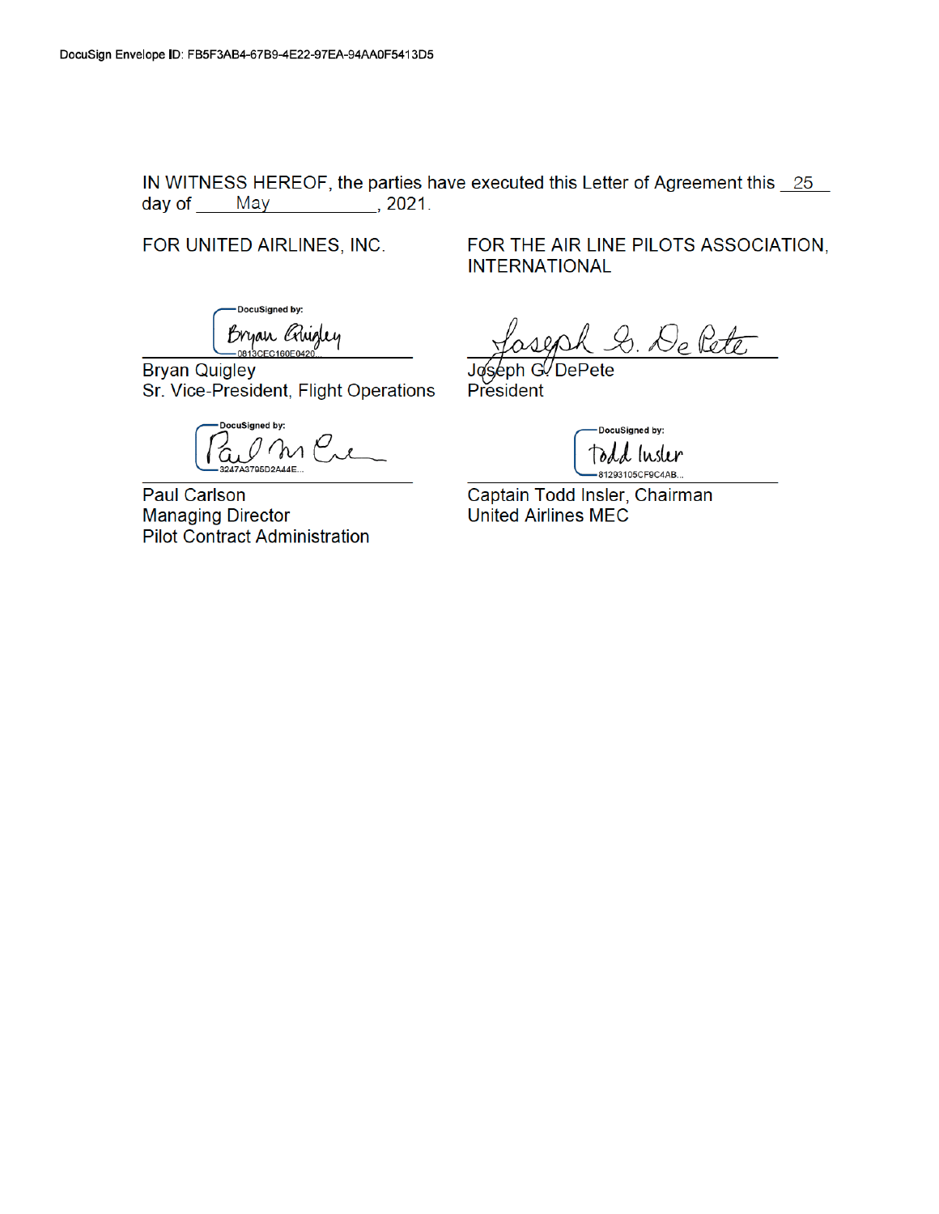DocuSign Envelope ID: FB5F3AB4-67B9-4E22-97EA-94AA0F5413D5

IN WITNESS HEREOF, the parties have executed this Letter of Agreement this 25 day of May, 2021.

| FOR UNITED AIRLINES, INC. | FOR THE AIR LINE PILOTS ASSOCIATION, INTERNATIONAL |
| --- | --- |
| DocuSigned by: Bryan Quigley (0813CEC160E0420...) | Joseph G. DePete |
| Bryan Quigley<br>Sr. Vice-President, Flight Operations | Joseph G. DePete<br>President |
| DocuSigned by: Paul M Carlson (3247A3795D2A44E...) | DocuSigned by: Todd Insler (81293105CF9C4AB...) |
| Paul Carlson<br>Managing Director<br>Pilot Contract Administration | Captain Todd Insler, Chairman<br>United Airlines MEC |